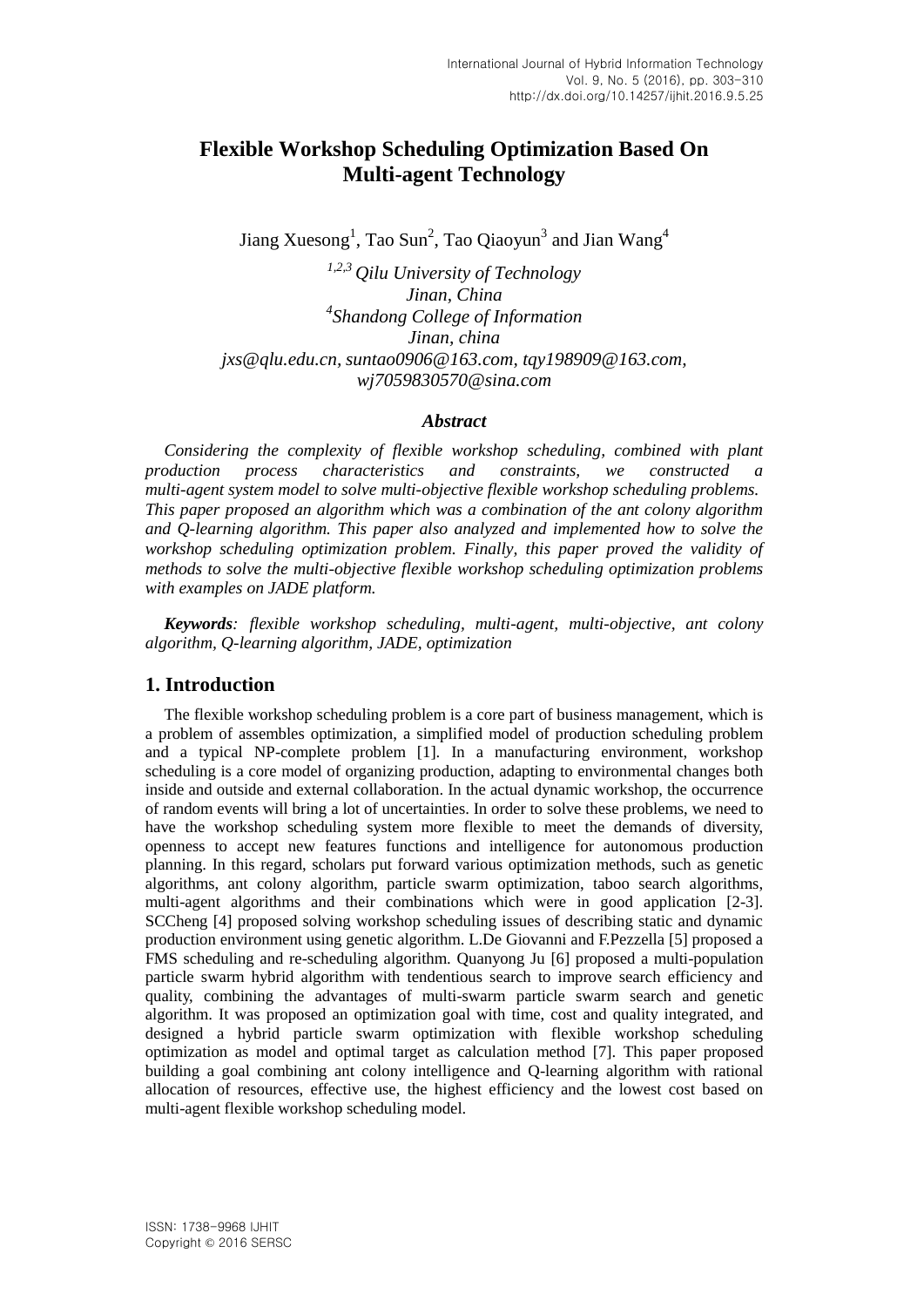# Flexible Workshop Scheduling Optimization Based On Multi-agent Technology

Jiang Xuesong[1], Tao Sun[2], Tao Qiaoyun[3] and Jian Wang[4]

*[1,2,3] Qilu University of Technology*
*Jinan, China*
*[4]Shandong College of Information*
*Jinan, china*
*jxs@qlu.edu.cn, suntao0906@163.com, tqy198909@163.com, wj7059830570@sina.com*

### *Abstract*

*Considering the complexity of flexible workshop scheduling, combined with plant production process characteristics and constraints, we constructed a multi-agent system model to solve multi-objective flexible workshop scheduling problems. This paper proposed an algorithm which was a combination of the ant colony algorithm and Q-learning algorithm. This paper also analyzed and implemented how to solve the workshop scheduling optimization problem. Finally, this paper proved the validity of methods to solve the multi-objective flexible workshop scheduling optimization problems with examples on JADE platform.*

***Keywords**: flexible workshop scheduling, multi-agent, multi-objective, ant colony algorithm, Q-learning algorithm, JADE, optimization*

## 1. Introduction

The flexible workshop scheduling problem is a core part of business management, which is a problem of assembles optimization, a simplified model of production scheduling problem and a typical NP-complete problem [1]. In a manufacturing environment, workshop scheduling is a core model of organizing production, adapting to environmental changes both inside and outside and external collaboration. In the actual dynamic workshop, the occurrence of random events will bring a lot of uncertainties. In order to solve these problems, we need to have the workshop scheduling system more flexible to meet the demands of diversity, openness to accept new features functions and intelligence for autonomous production planning. In this regard, scholars put forward various optimization methods, such as genetic algorithms, ant colony algorithm, particle swarm optimization, taboo search algorithms, multi-agent algorithms and their combinations which were in good application [2-3]. SCCheng [4] proposed solving workshop scheduling issues of describing static and dynamic production environment using genetic algorithm. L.De Giovanni and F.Pezzella [5] proposed a FMS scheduling and re-scheduling algorithm. Quanyong Ju [6] proposed a multi-population particle swarm hybrid algorithm with tendentious search to improve search efficiency and quality, combining the advantages of multi-swarm particle swarm search and genetic algorithm. It was proposed an optimization goal with time, cost and quality integrated, and designed a hybrid particle swarm optimization with flexible workshop scheduling optimization as model and optimal target as calculation method [7]. This paper proposed building a goal combining ant colony intelligence and Q-learning algorithm with rational allocation of resources, effective use, the highest efficiency and the lowest cost based on multi-agent flexible workshop scheduling model.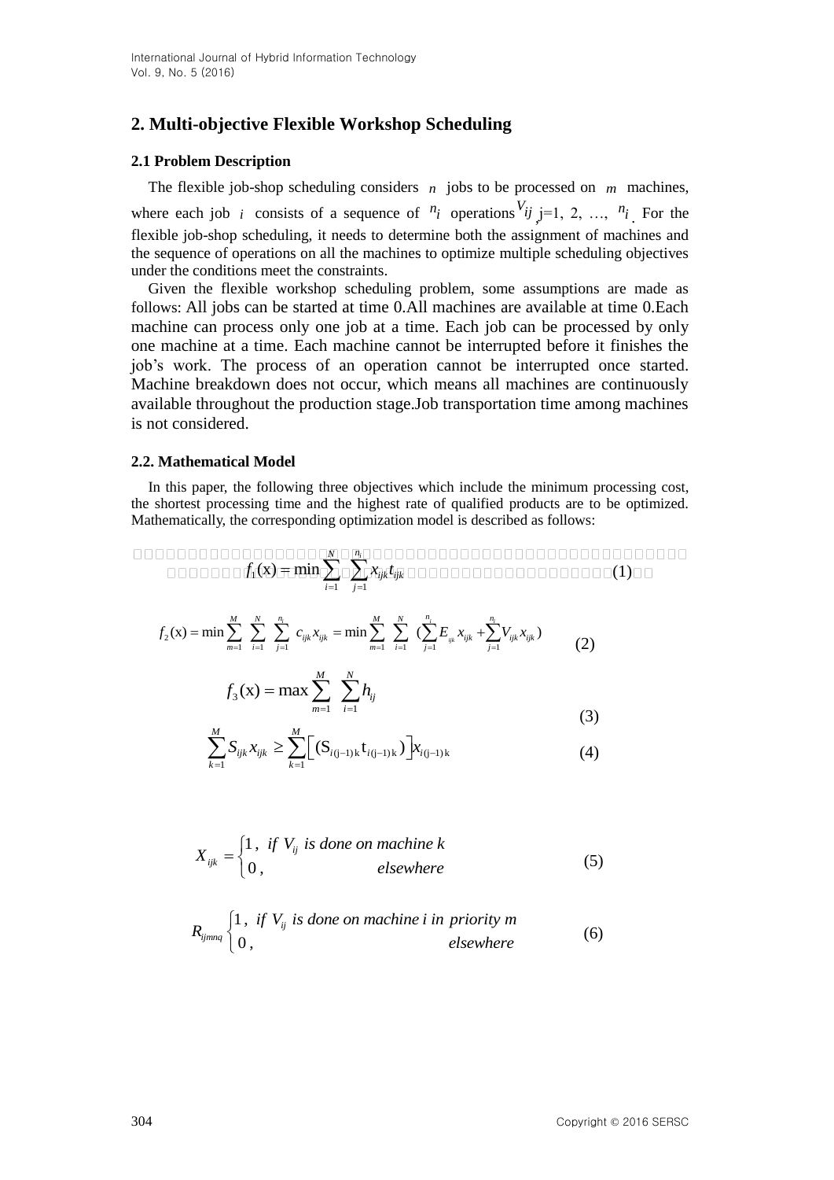## 2. Multi-objective Flexible Workshop Scheduling

### 2.1 Problem Description

The flexible job-shop scheduling considers $n$ jobs to be processed on $m$ machines, where each job $i$ consists of a sequence of $n_i$ operations $V_{ij}$, j=1, 2, …, $n_i$. For the flexible job-shop scheduling, it needs to determine both the assignment of machines and the sequence of operations on all the machines to optimize multiple scheduling objectives under the conditions meet the constraints.

Given the flexible workshop scheduling problem, some assumptions are made as follows: All jobs can be started at time 0.All machines are available at time 0.Each machine can process only one job at a time. Each job can be processed by only one machine at a time. Each machine cannot be interrupted before it finishes the job's work. The process of an operation cannot be interrupted once started. Machine breakdown does not occur, which means all machines are continuously available throughout the production stage.Job transportation time among machines is not considered.

### 2.2. Mathematical Model

In this paper, the following three objectives which include the minimum processing cost, the shortest processing time and the highest rate of qualified products are to be optimized. Mathematically, the corresponding optimization model is described as follows:

$$f_1(\mathrm{x}) = \min \sum_{i=1}^{N} \sum_{j=1}^{n_i} x_{ijk} t_{ijk} \tag{1}$$

$$f_2(\mathrm{x}) = \min \sum_{m=1}^{M} \sum_{i=1}^{N} \sum_{j=1}^{n_i} c_{ijk} x_{ijk} = \min \sum_{m=1}^{M} \sum_{i=1}^{N} \left( \sum_{j=1}^{n_i} E_{ijk} x_{ijk} + \sum_{j=1}^{n_i} V_{ijk} x_{ijk} \right) \tag{2}$$

$$f_3(\mathrm{x}) = \max \sum_{m=1}^{M} \sum_{i=1}^{N} h_{ij} \tag{3}$$

$$\sum_{k=1}^{M} S_{ijk} x_{ijk} \geq \sum_{k=1}^{M} \left[ (\mathrm{S}_{i(\mathrm{j}-1)\mathrm{k}} \mathrm{t}_{i(\mathrm{j}-1)\mathrm{k}}) \right] x_{i(\mathrm{j}-1)\mathrm{k}} \tag{4}$$

$$X_{ijk} = \begin{cases} 1, & \text{if } V_{ij} \text{ is done on machine } k \\ 0, & \text{elsewhere} \end{cases} \tag{5}$$

$$R_{ijmnq} \begin{cases} 1, & \text{if } V_{ij} \text{ is done on machine } i \text{ in priority } m \\ 0, & \text{elsewhere} \end{cases} \tag{6}$$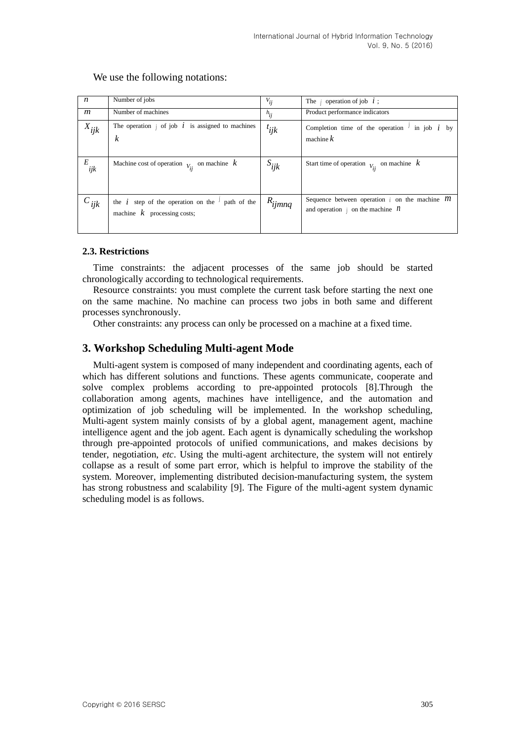We use the following notations:

| | | | |
|---|---|---|---|
| $n$ | Number of jobs | $v_{ij}$ | The $j$ operation of job $i$ ; |
| $m$ | Number of machines | $h_{ij}$ | Product performance indicators |
| $X_{ijk}$ | The operation $j$ of job $i$ is assigned to machines $k$ | $t_{ijk}$ | Completion time of the operation $j$ in job $i$ by machine $k$ |
| $E_{ijk}$ | Machine cost of operation $v_{ij}$ on machine $k$ | $S_{ijk}$ | Start time of operation $v_{ij}$ on machine $k$ |
| $C_{ijk}$ | the $i$ step of the operation on the $j$ path of the machine $k$ processing costs; | $R_{ijmnq}$ | Sequence between operation $i$ on the machine $m$ and operation $j$ on the machine $n$ |

### 2.3. Restrictions

Time constraints: the adjacent processes of the same job should be started chronologically according to technological requirements.

Resource constraints: you must complete the current task before starting the next one on the same machine. No machine can process two jobs in both same and different processes synchronously.

Other constraints: any process can only be processed on a machine at a fixed time.

## 3. Workshop Scheduling Multi-agent Mode

Multi-agent system is composed of many independent and coordinating agents, each of which has different solutions and functions. These agents communicate, cooperate and solve complex problems according to pre-appointed protocols [8].Through the collaboration among agents, machines have intelligence, and the automation and optimization of job scheduling will be implemented. In the workshop scheduling, Multi-agent system mainly consists of by a global agent, management agent, machine intelligence agent and the job agent. Each agent is dynamically scheduling the workshop through pre-appointed protocols of unified communications, and makes decisions by tender, negotiation, *etc*. Using the multi-agent architecture, the system will not entirely collapse as a result of some part error, which is helpful to improve the stability of the system. Moreover, implementing distributed decision-manufacturing system, the system has strong robustness and scalability [9]. The Figure of the multi-agent system dynamic scheduling model is as follows.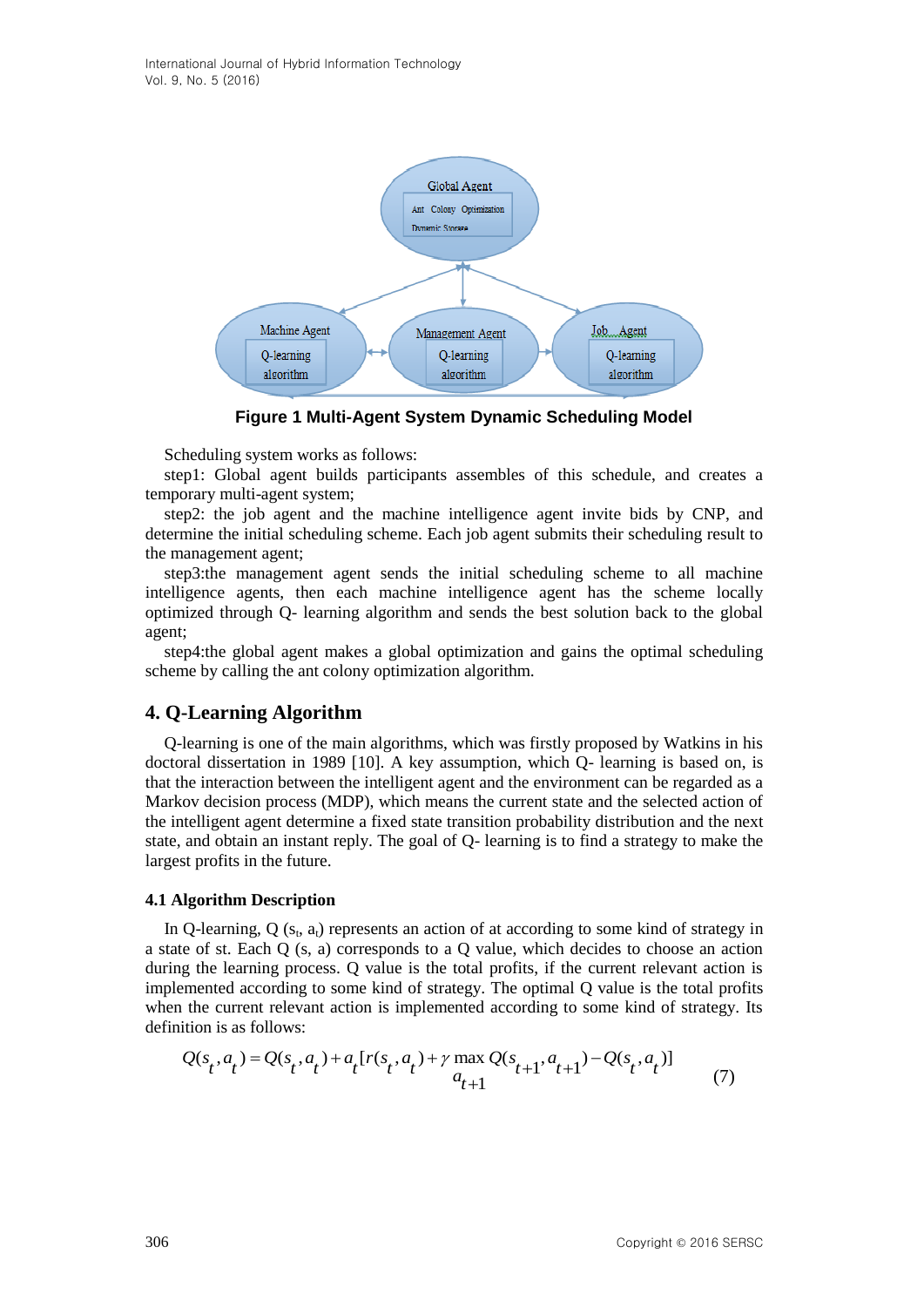**Figure 1 Multi-Agent System Dynamic Scheduling Model**

Scheduling system works as follows:

step1: Global agent builds participants assembles of this schedule, and creates a temporary multi-agent system;

step2: the job agent and the machine intelligence agent invite bids by CNP, and determine the initial scheduling scheme. Each job agent submits their scheduling result to the management agent;

step3:the management agent sends the initial scheduling scheme to all machine intelligence agents, then each machine intelligence agent has the scheme locally optimized through Q- learning algorithm and sends the best solution back to the global agent;

step4:the global agent makes a global optimization and gains the optimal scheduling scheme by calling the ant colony optimization algorithm.

## 4. Q-Learning Algorithm

Q-learning is one of the main algorithms, which was firstly proposed by Watkins in his doctoral dissertation in 1989 [10]. A key assumption, which Q- learning is based on, is that the interaction between the intelligent agent and the environment can be regarded as a Markov decision process (MDP), which means the current state and the selected action of the intelligent agent determine a fixed state transition probability distribution and the next state, and obtain an instant reply. The goal of Q- learning is to find a strategy to make the largest profits in the future.

### 4.1 Algorithm Description

In Q-learning, Q ($s_t$, $a_t$) represents an action of at according to some kind of strategy in a state of st. Each Q (s, a) corresponds to a Q value, which decides to choose an action during the learning process. Q value is the total profits, if the current relevant action is implemented according to some kind of strategy. The optimal Q value is the total profits when the current relevant action is implemented according to some kind of strategy. Its definition is as follows:

$$Q(s_t, a_t) = Q(s_t, a_t) + a_t[r(s_t, a_t) + \gamma \max_{a_{t+1}} Q(s_{t+1}, a_{t+1}) - Q(s_t, a_t)] \tag{7}$$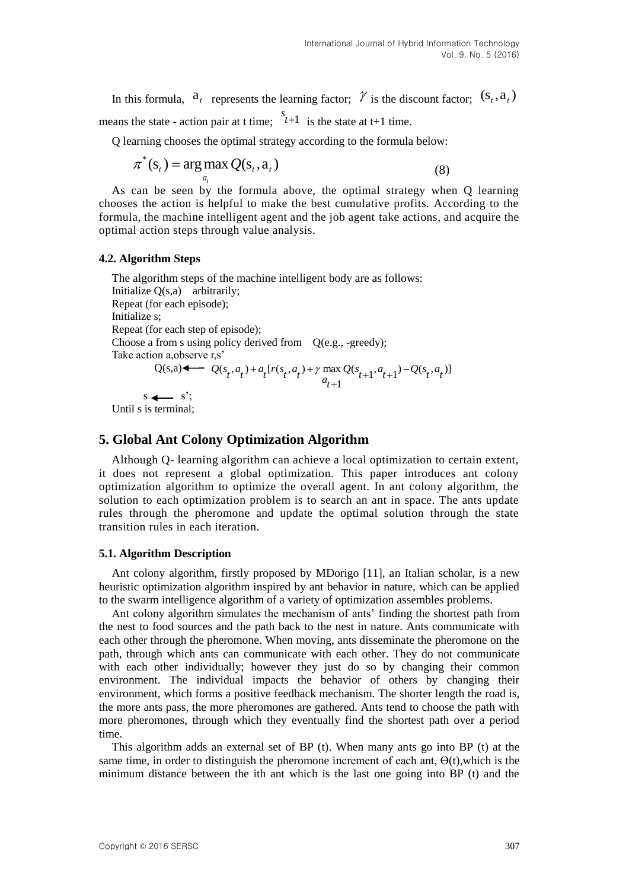In this formula, $a_t$ represents the learning factor; $\gamma$ is the discount factor; $(s_t, a_t)$ means the state - action pair at t time; $s_{t+1}$ is the state at t+1 time.

Q learning chooses the optimal strategy according to the formula below:

$$\pi^*(s_t) = \arg\max_{a_t} Q(s_t, a_t) \tag{8}$$

As can be seen by the formula above, the optimal strategy when Q learning chooses the action is helpful to make the best cumulative profits. According to the formula, the machine intelligent agent and the job agent take actions, and acquire the optimal action steps through value analysis.

### 4.2. Algorithm Steps

The algorithm steps of the machine intelligent body are as follows:
Initialize Q(s,a) arbitrarily;
Repeat (for each episode);
Initialize s;
Repeat (for each step of episode);
Choose a from s using policy derived from Q(e.g., -greedy);
Take action a,observe r,s'

$$Q(s,a) \leftarrow Q(s_t, a_t) + a_t[r(s_t, a_t) + \gamma \max_{a_{t+1}} Q(s_{t+1}, a_{t+1}) - Q(s_t, a_t)]$$

$s \leftarrow s'$;
Until s is terminal;

## 5. Global Ant Colony Optimization Algorithm

Although Q- learning algorithm can achieve a local optimization to certain extent, it does not represent a global optimization. This paper introduces ant colony optimization algorithm to optimize the overall agent. In ant colony algorithm, the solution to each optimization problem is to search an ant in space. The ants update rules through the pheromone and update the optimal solution through the state transition rules in each iteration.

### 5.1. Algorithm Description

Ant colony algorithm, firstly proposed by MDorigo [11], an Italian scholar, is a new heuristic optimization algorithm inspired by ant behavior in nature, which can be applied to the swarm intelligence algorithm of a variety of optimization assembles problems.

Ant colony algorithm simulates the mechanism of ants' finding the shortest path from the nest to food sources and the path back to the nest in nature. Ants communicate with each other through the pheromone. When moving, ants disseminate the pheromone on the path, through which ants can communicate with each other. They do not communicate with each other individually; however they just do so by changing their common environment. The individual impacts the behavior of others by changing their environment, which forms a positive feedback mechanism. The shorter length the road is, the more ants pass, the more pheromones are gathered. Ants tend to choose the path with more pheromones, through which they eventually find the shortest path over a period time.

This algorithm adds an external set of BP (t). When many ants go into BP (t) at the same time, in order to distinguish the pheromone increment of each ant, $\Theta(t)$,which is the minimum distance between the ith ant which is the last one going into BP (t) and the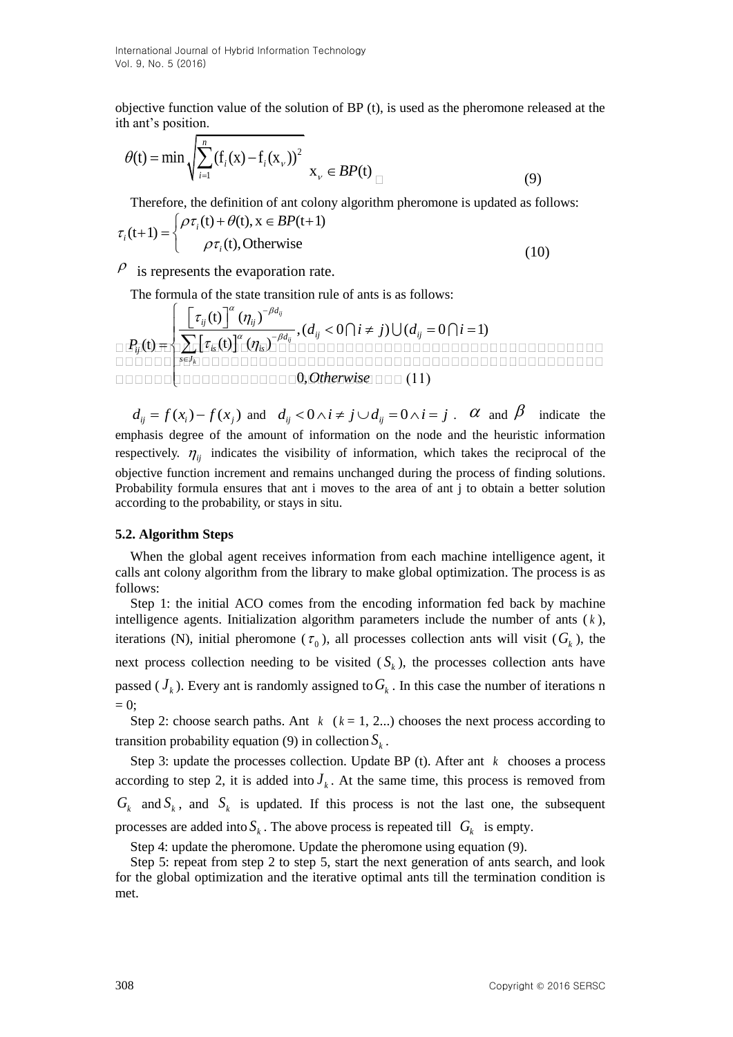objective function value of the solution of BP (t), is used as the pheromone released at the ith ant's position.

$$\theta(\mathrm{t}) = \min \sqrt{\sum_{i=1}^{n} (\mathrm{f}_i(\mathrm{x}) - \mathrm{f}_i(\mathrm{x}_\nu))^2} \quad \mathrm{x}_\nu \in BP(\mathrm{t}) \tag{9}$$

Therefore, the definition of ant colony algorithm pheromone is updated as follows:

$$\tau_i(\mathrm{t}+1) = \begin{cases} \rho\tau_i(\mathrm{t}) + \theta(\mathrm{t}), \mathrm{x} \in BP(\mathrm{t}+1) \\ \rho\tau_i(\mathrm{t}), \mathrm{Otherwise} \end{cases} \tag{10}$$

$\rho$ is represents the evaporation rate.

The formula of the state transition rule of ants is as follows:

$$P_{ij}(\mathrm{t}) = \begin{cases} \dfrac{\left[\tau_{ij}(\mathrm{t})\right]^{\alpha} (\eta_{ij})^{-\beta d_{ij}}}{\sum_{s \in J_k} \left[\tau_{is}(\mathrm{t})\right]^{\alpha} (\eta_{is})^{-\beta d_{ij}}}, (d_{ij} < 0 \cap i \neq j) \cup (d_{ij} = 0 \cap i = 1) \\ 0, Otherwise \end{cases} \tag{11}$$

$d_{ij} = f(x_i) - f(x_j)$ and $d_{ij} < 0 \wedge i \neq j \cup d_{ij} = 0 \wedge i = j$. $\alpha$ and $\beta$ indicate the emphasis degree of the amount of information on the node and the heuristic information respectively. $\eta_{ij}$ indicates the visibility of information, which takes the reciprocal of the objective function increment and remains unchanged during the process of finding solutions. Probability formula ensures that ant i moves to the area of ant j to obtain a better solution according to the probability, or stays in situ.

### 5.2. Algorithm Steps

When the global agent receives information from each machine intelligence agent, it calls ant colony algorithm from the library to make global optimization. The process is as follows:

Step 1: the initial ACO comes from the encoding information fed back by machine intelligence agents. Initialization algorithm parameters include the number of ants ($k$), iterations (N), initial pheromone ($\tau_0$), all processes collection ants will visit ($G_k$), the next process collection needing to be visited ($S_k$), the processes collection ants have passed ($J_k$). Every ant is randomly assigned to $G_k$. In this case the number of iterations n = 0;

Step 2: choose search paths. Ant $k$ ($k$ = 1, 2...) chooses the next process according to transition probability equation (9) in collection $S_k$.

Step 3: update the processes collection. Update BP (t). After ant $k$ chooses a process according to step 2, it is added into $J_k$. At the same time, this process is removed from $G_k$ and $S_k$, and $S_k$ is updated. If this process is not the last one, the subsequent processes are added into $S_k$. The above process is repeated till $G_k$ is empty.

Step 4: update the pheromone. Update the pheromone using equation (9).

Step 5: repeat from step 2 to step 5, start the next generation of ants search, and look for the global optimization and the iterative optimal ants till the termination condition is met.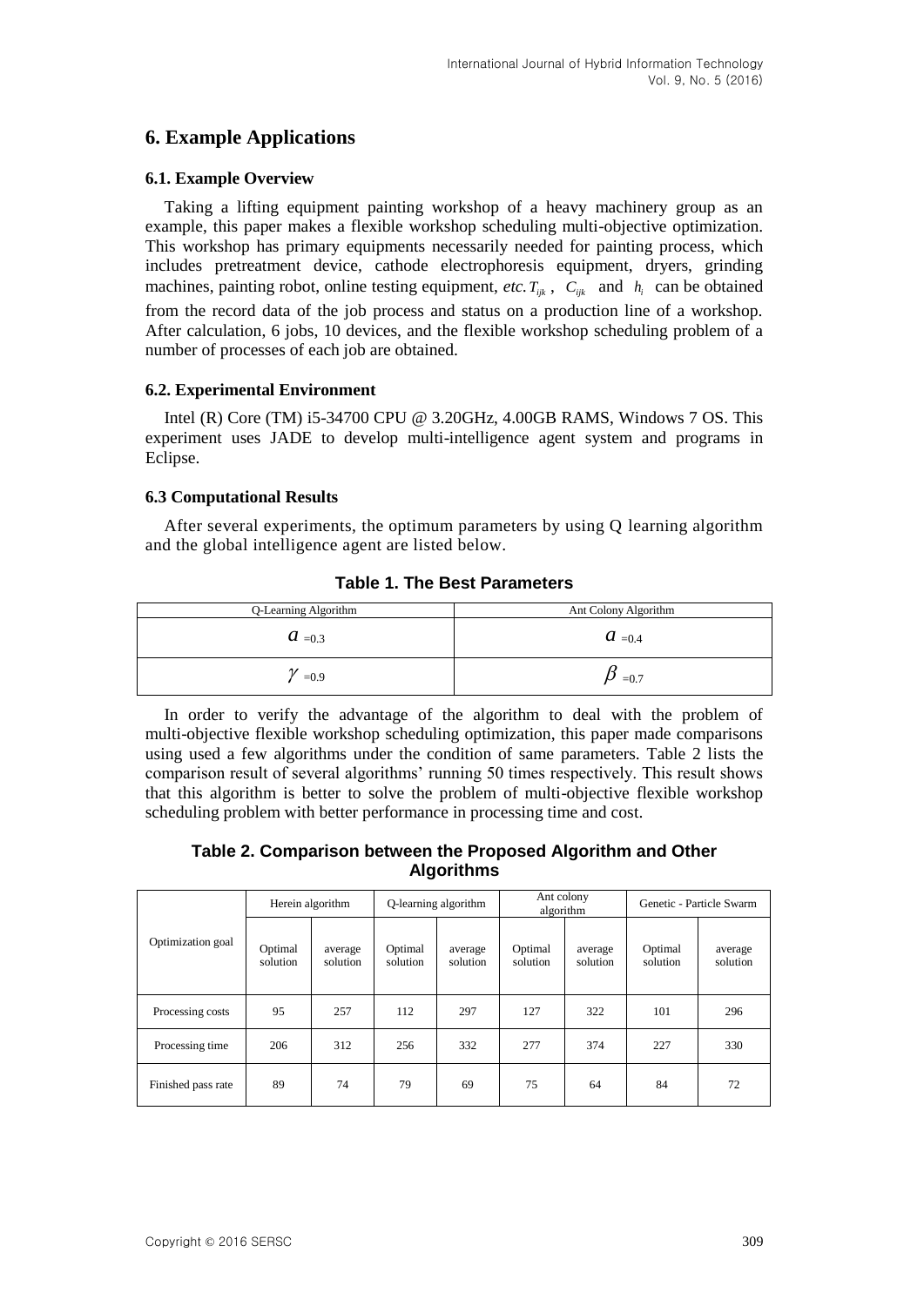## 6. Example Applications

### 6.1. Example Overview

Taking a lifting equipment painting workshop of a heavy machinery group as an example, this paper makes a flexible workshop scheduling multi-objective optimization. This workshop has primary equipments necessarily needed for painting process, which includes pretreatment device, cathode electrophoresis equipment, dryers, grinding machines, painting robot, online testing equipment, *etc.* $T_{ijk}$ , $C_{ijk}$ and $h_i$ can be obtained from the record data of the job process and status on a production line of a workshop. After calculation, 6 jobs, 10 devices, and the flexible workshop scheduling problem of a number of processes of each job are obtained.

### 6.2. Experimental Environment

Intel (R) Core (TM) i5-34700 CPU @ 3.20GHz, 4.00GB RAMS, Windows 7 OS. This experiment uses JADE to develop multi-intelligence agent system and programs in Eclipse.

### 6.3 Computational Results

After several experiments, the optimum parameters by using Q learning algorithm and the global intelligence agent are listed below.

**Table 1. The Best Parameters**

| Q-Learning Algorithm | Ant Colony Algorithm |
| --- | --- |
| $a$ =0.3 | $a$ =0.4 |
| $\gamma$ =0.9 | $\beta$ =0.7 |

In order to verify the advantage of the algorithm to deal with the problem of multi-objective flexible workshop scheduling optimization, this paper made comparisons using used a few algorithms under the condition of same parameters. Table 2 lists the comparison result of several algorithms' running 50 times respectively. This result shows that this algorithm is better to solve the problem of multi-objective flexible workshop scheduling problem with better performance in processing time and cost.

**Table 2. Comparison between the Proposed Algorithm and Other Algorithms**

| Optimization goal | Herein algorithm | | Q-learning algorithm | | Ant colony algorithm | | Genetic - Particle Swarm | |
| --- | --- | --- | --- | --- | --- | --- | --- | --- |
| | Optimal solution | average solution | Optimal solution | average solution | Optimal solution | average solution | Optimal solution | average solution |
| Processing costs | 95 | 257 | 112 | 297 | 127 | 322 | 101 | 296 |
| Processing time | 206 | 312 | 256 | 332 | 277 | 374 | 227 | 330 |
| Finished pass rate | 89 | 74 | 79 | 69 | 75 | 64 | 84 | 72 |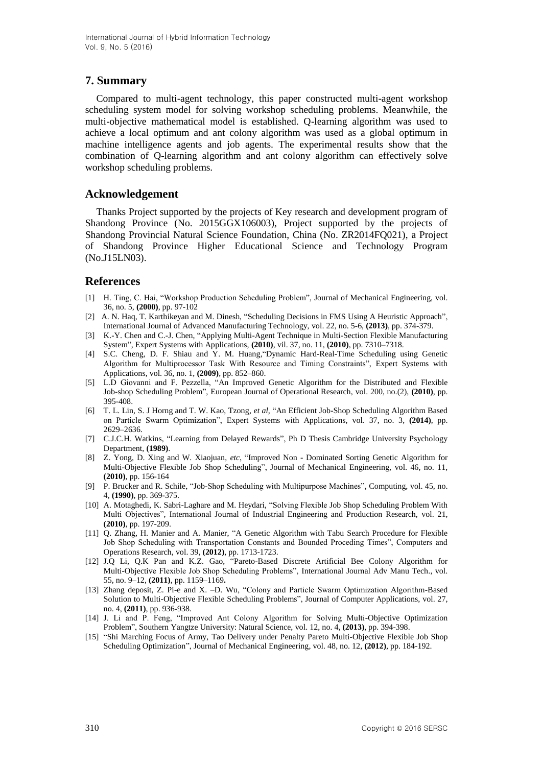## 7. Summary

Compared to multi-agent technology, this paper constructed multi-agent workshop scheduling system model for solving workshop scheduling problems. Meanwhile, the multi-objective mathematical model is established. Q-learning algorithm was used to achieve a local optimum and ant colony algorithm was used as a global optimum in machine intelligence agents and job agents. The experimental results show that the combination of Q-learning algorithm and ant colony algorithm can effectively solve workshop scheduling problems.

## Acknowledgement

Thanks Project supported by the projects of Key research and development program of Shandong Province (No. 2015GGX106003), Project supported by the projects of Shandong Provincial Natural Science Foundation, China (No. ZR2014FQ021), a Project of Shandong Province Higher Educational Science and Technology Program (No.J15LN03).

## References

[1] H. Ting, C. Hai, "Workshop Production Scheduling Problem", Journal of Mechanical Engineering, vol. 36, no. 5, **(2000)**, pp. 97-102

[2] A. N. Haq, T. Karthikeyan and M. Dinesh, "Scheduling Decisions in FMS Using A Heuristic Approach", International Journal of Advanced Manufacturing Technology, vol. 22, no. 5-6, **(2013)**, pp. 374-379.

[3] K.-Y. Chen and C.-J. Chen, "Applying Multi-Agent Technique in Multi-Section Flexible Manufacturing System", Expert Systems with Applications, **(2010)**, vil. 37, no. 11, **(2010)**, pp. 7310–7318.

[4] S.C. Cheng, D. F. Shiau and Y. M. Huang,"Dynamic Hard-Real-Time Scheduling using Genetic Algorithm for Multiprocessor Task With Resource and Timing Constraints", Expert Systems with Applications, vol. 36, no. 1, **(2009)**, pp. 852–860.

[5] L.D Giovanni and F. Pezzella, "An Improved Genetic Algorithm for the Distributed and Flexible Job-shop Scheduling Problem", European Journal of Operational Research, vol. 200, no.(2), **(2010)**, pp. 395-408.

[6] T. L. Lin, S. J Horng and T. W. Kao, Tzong, *et al*, "An Efficient Job-Shop Scheduling Algorithm Based on Particle Swarm Optimization", Expert Systems with Applications, vol. 37, no. 3, **(2014)**, pp. 2629–2636.

[7] C.J.C.H. Watkins, "Learning from Delayed Rewards", Ph D Thesis Cambridge University Psychology Department, **(1989)**.

[8] Z. Yong, D. Xing and W. Xiaojuan, *etc*, "Improved Non - Dominated Sorting Genetic Algorithm for Multi-Objective Flexible Job Shop Scheduling", Journal of Mechanical Engineering, vol. 46, no. 11, **(2010)**, pp. 156-164

[9] P. Brucker and R. Schile, "Job-Shop Scheduling with Multipurpose Machines", Computing, vol. 45, no. 4, **(1990)**, pp. 369-375.

[10] A. Motaghedi, K. Sabri-Laghare and M. Heydari, "Solving Flexible Job Shop Scheduling Problem With Multi Objectives", International Journal of Industrial Engineering and Production Research, vol. 21, **(2010)**, pp. 197-209.

[11] Q. Zhang, H. Manier and A. Manier, "A Genetic Algorithm with Tabu Search Procedure for Flexible Job Shop Scheduling with Transportation Constants and Bounded Proceding Times", Computers and Operations Research, vol. 39, **(2012)**, pp. 1713-1723.

[12] J.Q Li, Q.K Pan and K.Z. Gao, "Pareto-Based Discrete Artificial Bee Colony Algorithm for Multi-Objective Flexible Job Shop Scheduling Problems", International Journal Adv Manu Tech., vol. 55, no. 9–12, **(2011)**, pp. 1159–1169**.**

[13] Zhang deposit, Z. Pi-e and X. –D. Wu, "Colony and Particle Swarm Optimization Algorithm-Based Solution to Multi-Objective Flexible Scheduling Problems", Journal of Computer Applications, vol. 27, no. 4, **(2011)**, pp. 936-938.

[14] J. Li and P. Feng, "Improved Ant Colony Algorithm for Solving Multi-Objective Optimization Problem", Southern Yangtze University: Natural Science, vol. 12, no. 4, **(2013)**, pp. 394-398.

[15] "Shi Marching Focus of Army, Tao Delivery under Penalty Pareto Multi-Objective Flexible Job Shop Scheduling Optimization", Journal of Mechanical Engineering, vol. 48, no. 12, **(2012)**, pp. 184-192.